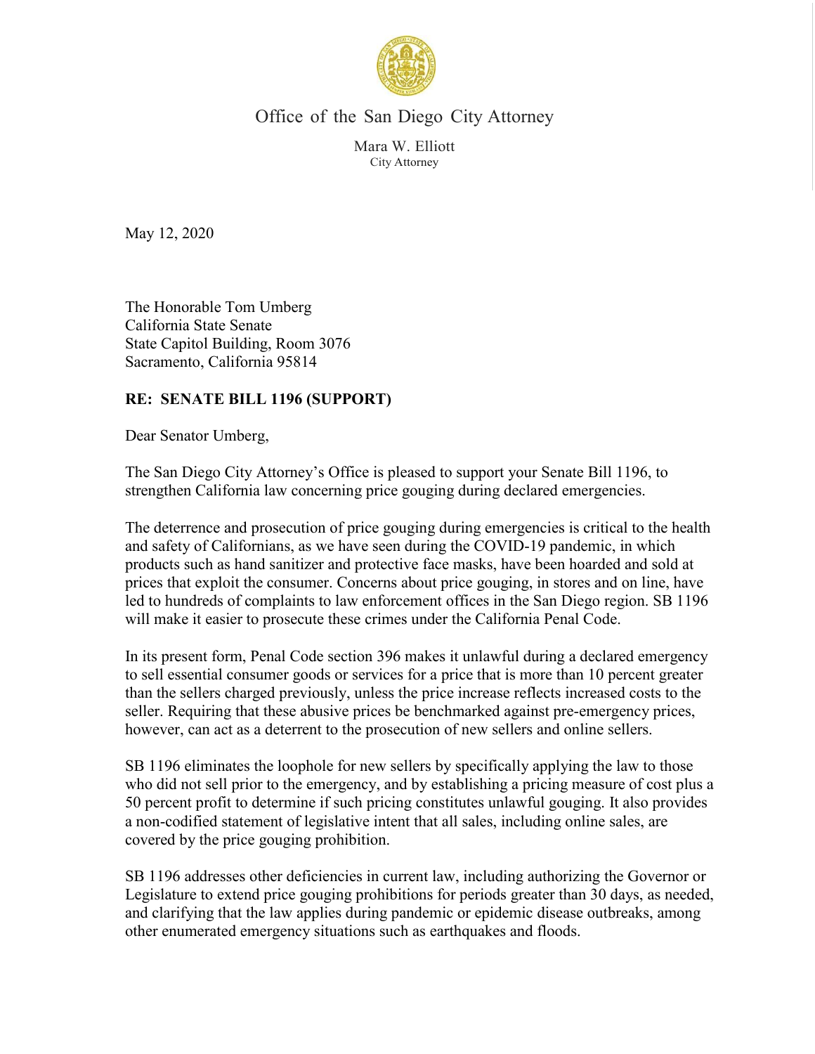# Office of the San Diego City Attorney

Mara W. Elliott
City Attorney

May 12, 2020

The Honorable Tom Umberg
California State Senate
State Capitol Building, Room 3076
Sacramento, California 95814

**RE: SENATE BILL 1196 (SUPPORT)**

Dear Senator Umberg,

The San Diego City Attorney's Office is pleased to support your Senate Bill 1196, to strengthen California law concerning price gouging during declared emergencies.

The deterrence and prosecution of price gouging during emergencies is critical to the health and safety of Californians, as we have seen during the COVID-19 pandemic, in which products such as hand sanitizer and protective face masks, have been hoarded and sold at prices that exploit the consumer. Concerns about price gouging, in stores and on line, have led to hundreds of complaints to law enforcement offices in the San Diego region. SB 1196 will make it easier to prosecute these crimes under the California Penal Code.

In its present form, Penal Code section 396 makes it unlawful during a declared emergency to sell essential consumer goods or services for a price that is more than 10 percent greater than the sellers charged previously, unless the price increase reflects increased costs to the seller. Requiring that these abusive prices be benchmarked against pre-emergency prices, however, can act as a deterrent to the prosecution of new sellers and online sellers.

SB 1196 eliminates the loophole for new sellers by specifically applying the law to those who did not sell prior to the emergency, and by establishing a pricing measure of cost plus a 50 percent profit to determine if such pricing constitutes unlawful gouging. It also provides a non-codified statement of legislative intent that all sales, including online sales, are covered by the price gouging prohibition.

SB 1196 addresses other deficiencies in current law, including authorizing the Governor or Legislature to extend price gouging prohibitions for periods greater than 30 days, as needed, and clarifying that the law applies during pandemic or epidemic disease outbreaks, among other enumerated emergency situations such as earthquakes and floods.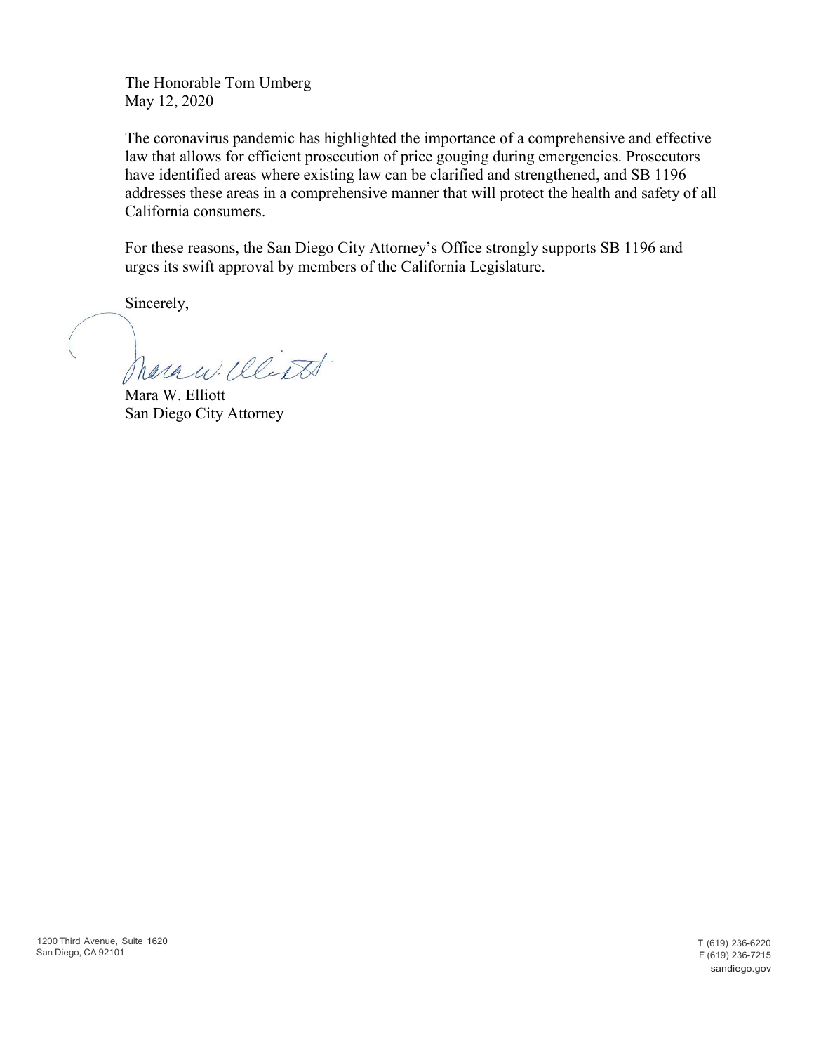The Honorable Tom Umberg
May 12, 2020

The coronavirus pandemic has highlighted the importance of a comprehensive and effective law that allows for efficient prosecution of price gouging during emergencies. Prosecutors have identified areas where existing law can be clarified and strengthened, and SB 1196 addresses these areas in a comprehensive manner that will protect the health and safety of all California consumers.

For these reasons, the San Diego City Attorney's Office strongly supports SB 1196 and urges its swift approval by members of the California Legislature.

Sincerely,

Mara W. Elliott
San Diego City Attorney

1200 Third Avenue, Suite 1620
San Diego, CA 92101

T (619) 236-6220
F (619) 236-7215
sandiego.gov